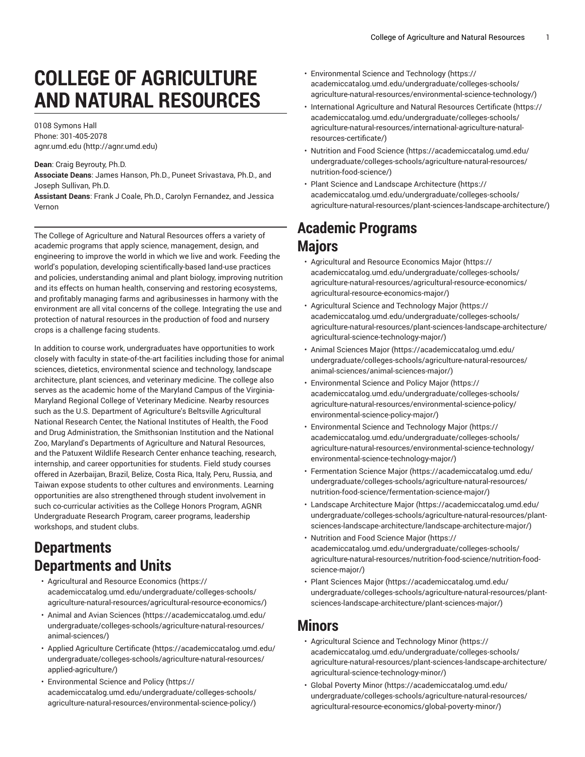# COLLEGE OF AGRICULTURE AND NATURAL RESOURCES

0108 Symons Hall
Phone: 301-405-2078
agnr.umd.edu (http://agnr.umd.edu)

**Dean**: Craig Beyrouty, Ph.D.
**Associate Deans**: James Hanson, Ph.D., Puneet Srivastava, Ph.D., and Joseph Sullivan, Ph.D.
**Assistant Deans**: Frank J Coale, Ph.D., Carolyn Fernandez, and Jessica Vernon

The College of Agriculture and Natural Resources offers a variety of academic programs that apply science, management, design, and engineering to improve the world in which we live and work. Feeding the world's population, developing scientifically-based land-use practices and policies, understanding animal and plant biology, improving nutrition and its effects on human health, conserving and restoring ecosystems, and profitably managing farms and agribusinesses in harmony with the environment are all vital concerns of the college. Integrating the use and protection of natural resources in the production of food and nursery crops is a challenge facing students.

In addition to course work, undergraduates have opportunities to work closely with faculty in state-of-the-art facilities including those for animal sciences, dietetics, environmental science and technology, landscape architecture, plant sciences, and veterinary medicine. The college also serves as the academic home of the Maryland Campus of the Virginia-Maryland Regional College of Veterinary Medicine. Nearby resources such as the U.S. Department of Agriculture's Beltsville Agricultural National Research Center, the National Institutes of Health, the Food and Drug Administration, the Smithsonian Institution and the National Zoo, Maryland's Departments of Agriculture and Natural Resources, and the Patuxent Wildlife Research Center enhance teaching, research, internship, and career opportunities for students. Field study courses offered in Azerbaijan, Brazil, Belize, Costa Rica, Italy, Peru, Russia, and Taiwan expose students to other cultures and environments. Learning opportunities are also strengthened through student involvement in such co-curricular activities as the College Honors Program, AGNR Undergraduate Research Program, career programs, leadership workshops, and student clubs.

## Departments

## Departments and Units

- Agricultural and Resource Economics (https://academiccatalog.umd.edu/undergraduate/colleges-schools/agriculture-natural-resources/agricultural-resource-economics/)
- Animal and Avian Sciences (https://academiccatalog.umd.edu/undergraduate/colleges-schools/agriculture-natural-resources/animal-sciences/)
- Applied Agriculture Certificate (https://academiccatalog.umd.edu/undergraduate/colleges-schools/agriculture-natural-resources/applied-agriculture/)
- Environmental Science and Policy (https://academiccatalog.umd.edu/undergraduate/colleges-schools/agriculture-natural-resources/environmental-science-policy/)
- Environmental Science and Technology (https://academiccatalog.umd.edu/undergraduate/colleges-schools/agriculture-natural-resources/environmental-science-technology/)
- International Agriculture and Natural Resources Certificate (https://academiccatalog.umd.edu/undergraduate/colleges-schools/agriculture-natural-resources/international-agriculture-natural-resources-certificate/)
- Nutrition and Food Science (https://academiccatalog.umd.edu/undergraduate/colleges-schools/agriculture-natural-resources/nutrition-food-science/)
- Plant Science and Landscape Architecture (https://academiccatalog.umd.edu/undergraduate/colleges-schools/agriculture-natural-resources/plant-sciences-landscape-architecture/)

## Academic Programs

## Majors

- Agricultural and Resource Economics Major (https://academiccatalog.umd.edu/undergraduate/colleges-schools/agriculture-natural-resources/agricultural-resource-economics/agricultural-resource-economics-major/)
- Agricultural Science and Technology Major (https://academiccatalog.umd.edu/undergraduate/colleges-schools/agriculture-natural-resources/plant-sciences-landscape-architecture/agricultural-science-technology-major/)
- Animal Sciences Major (https://academiccatalog.umd.edu/undergraduate/colleges-schools/agriculture-natural-resources/animal-sciences/animal-sciences-major/)
- Environmental Science and Policy Major (https://academiccatalog.umd.edu/undergraduate/colleges-schools/agriculture-natural-resources/environmental-science-policy/environmental-science-policy-major/)
- Environmental Science and Technology Major (https://academiccatalog.umd.edu/undergraduate/colleges-schools/agriculture-natural-resources/environmental-science-technology/environmental-science-technology-major/)
- Fermentation Science Major (https://academiccatalog.umd.edu/undergraduate/colleges-schools/agriculture-natural-resources/nutrition-food-science/fermentation-science-major/)
- Landscape Architecture Major (https://academiccatalog.umd.edu/undergraduate/colleges-schools/agriculture-natural-resources/plant-sciences-landscape-architecture/landscape-architecture-major/)
- Nutrition and Food Science Major (https://academiccatalog.umd.edu/undergraduate/colleges-schools/agriculture-natural-resources/nutrition-food-science/nutrition-food-science-major/)
- Plant Sciences Major (https://academiccatalog.umd.edu/undergraduate/colleges-schools/agriculture-natural-resources/plant-sciences-landscape-architecture/plant-sciences-major/)

## Minors

- Agricultural Science and Technology Minor (https://academiccatalog.umd.edu/undergraduate/colleges-schools/agriculture-natural-resources/plant-sciences-landscape-architecture/agricultural-science-technology-minor/)
- Global Poverty Minor (https://academiccatalog.umd.edu/undergraduate/colleges-schools/agriculture-natural-resources/agricultural-resource-economics/global-poverty-minor/)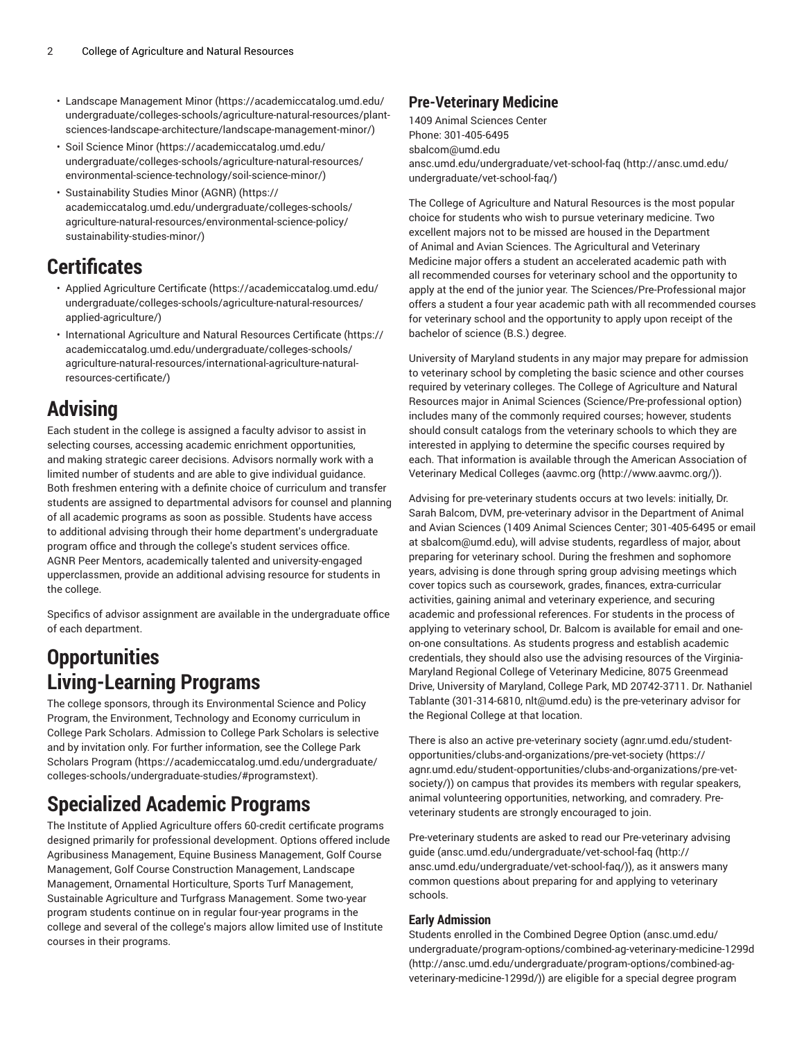- Landscape Management Minor (https://academiccatalog.umd.edu/undergraduate/colleges-schools/agriculture-natural-resources/plant-sciences-landscape-architecture/landscape-management-minor/)
- Soil Science Minor (https://academiccatalog.umd.edu/undergraduate/colleges-schools/agriculture-natural-resources/environmental-science-technology/soil-science-minor/)
- Sustainability Studies Minor (AGNR) (https://academiccatalog.umd.edu/undergraduate/colleges-schools/agriculture-natural-resources/environmental-science-policy/sustainability-studies-minor/)

# Certificates

- Applied Agriculture Certificate (https://academiccatalog.umd.edu/undergraduate/colleges-schools/agriculture-natural-resources/applied-agriculture/)
- International Agriculture and Natural Resources Certificate (https://academiccatalog.umd.edu/undergraduate/colleges-schools/agriculture-natural-resources/international-agriculture-natural-resources-certificate/)

# Advising

Each student in the college is assigned a faculty advisor to assist in selecting courses, accessing academic enrichment opportunities, and making strategic career decisions. Advisors normally work with a limited number of students and are able to give individual guidance. Both freshmen entering with a definite choice of curriculum and transfer students are assigned to departmental advisors for counsel and planning of all academic programs as soon as possible. Students have access to additional advising through their home department's undergraduate program office and through the college's student services office. AGNR Peer Mentors, academically talented and university-engaged upperclassmen, provide an additional advising resource for students in the college.

Specifics of advisor assignment are available in the undergraduate office of each department.

# Opportunities

# Living-Learning Programs

The college sponsors, through its Environmental Science and Policy Program, the Environment, Technology and Economy curriculum in College Park Scholars. Admission to College Park Scholars is selective and by invitation only. For further information, see the College Park Scholars Program (https://academiccatalog.umd.edu/undergraduate/colleges-schools/undergraduate-studies/#programstext).

# Specialized Academic Programs

The Institute of Applied Agriculture offers 60-credit certificate programs designed primarily for professional development. Options offered include Agribusiness Management, Equine Business Management, Golf Course Management, Golf Course Construction Management, Landscape Management, Ornamental Horticulture, Sports Turf Management, Sustainable Agriculture and Turfgrass Management. Some two-year program students continue on in regular four-year programs in the college and several of the college's majors allow limited use of Institute courses in their programs.

## Pre-Veterinary Medicine

1409 Animal Sciences Center
Phone: 301-405-6495
sbalcom@umd.edu
ansc.umd.edu/undergraduate/vet-school-faq (http://ansc.umd.edu/undergraduate/vet-school-faq/)

The College of Agriculture and Natural Resources is the most popular choice for students who wish to pursue veterinary medicine. Two excellent majors not to be missed are housed in the Department of Animal and Avian Sciences. The Agricultural and Veterinary Medicine major offers a student an accelerated academic path with all recommended courses for veterinary school and the opportunity to apply at the end of the junior year. The Sciences/Pre-Professional major offers a student a four year academic path with all recommended courses for veterinary school and the opportunity to apply upon receipt of the bachelor of science (B.S.) degree.

University of Maryland students in any major may prepare for admission to veterinary school by completing the basic science and other courses required by veterinary colleges. The College of Agriculture and Natural Resources major in Animal Sciences (Science/Pre-professional option) includes many of the commonly required courses; however, students should consult catalogs from the veterinary schools to which they are interested in applying to determine the specific courses required by each. That information is available through the American Association of Veterinary Medical Colleges (aavmc.org (http://www.aavmc.org/)).

Advising for pre-veterinary students occurs at two levels: initially, Dr. Sarah Balcom, DVM, pre-veterinary advisor in the Department of Animal and Avian Sciences (1409 Animal Sciences Center; 301-405-6495 or email at sbalcom@umd.edu), will advise students, regardless of major, about preparing for veterinary school. During the freshmen and sophomore years, advising is done through spring group advising meetings which cover topics such as coursework, grades, finances, extra-curricular activities, gaining animal and veterinary experience, and securing academic and professional references. For students in the process of applying to veterinary school, Dr. Balcom is available for email and one-on-one consultations. As students progress and establish academic credentials, they should also use the advising resources of the Virginia-Maryland Regional College of Veterinary Medicine, 8075 Greenmead Drive, University of Maryland, College Park, MD 20742-3711. Dr. Nathaniel Tablante (301-314-6810, nlt@umd.edu) is the pre-veterinary advisor for the Regional College at that location.

There is also an active pre-veterinary society (agnr.umd.edu/student-opportunities/clubs-and-organizations/pre-vet-society (https://agnr.umd.edu/student-opportunities/clubs-and-organizations/pre-vet-society/)) on campus that provides its members with regular speakers, animal volunteering opportunities, networking, and comradery. Pre-veterinary students are strongly encouraged to join.

Pre-veterinary students are asked to read our Pre-veterinary advising guide (ansc.umd.edu/undergraduate/vet-school-faq (http://ansc.umd.edu/undergraduate/vet-school-faq/)), as it answers many common questions about preparing for and applying to veterinary schools.

### Early Admission

Students enrolled in the Combined Degree Option (ansc.umd.edu/undergraduate/program-options/combined-ag-veterinary-medicine-1299d (http://ansc.umd.edu/undergraduate/program-options/combined-ag-veterinary-medicine-1299d/)) are eligible for a special degree program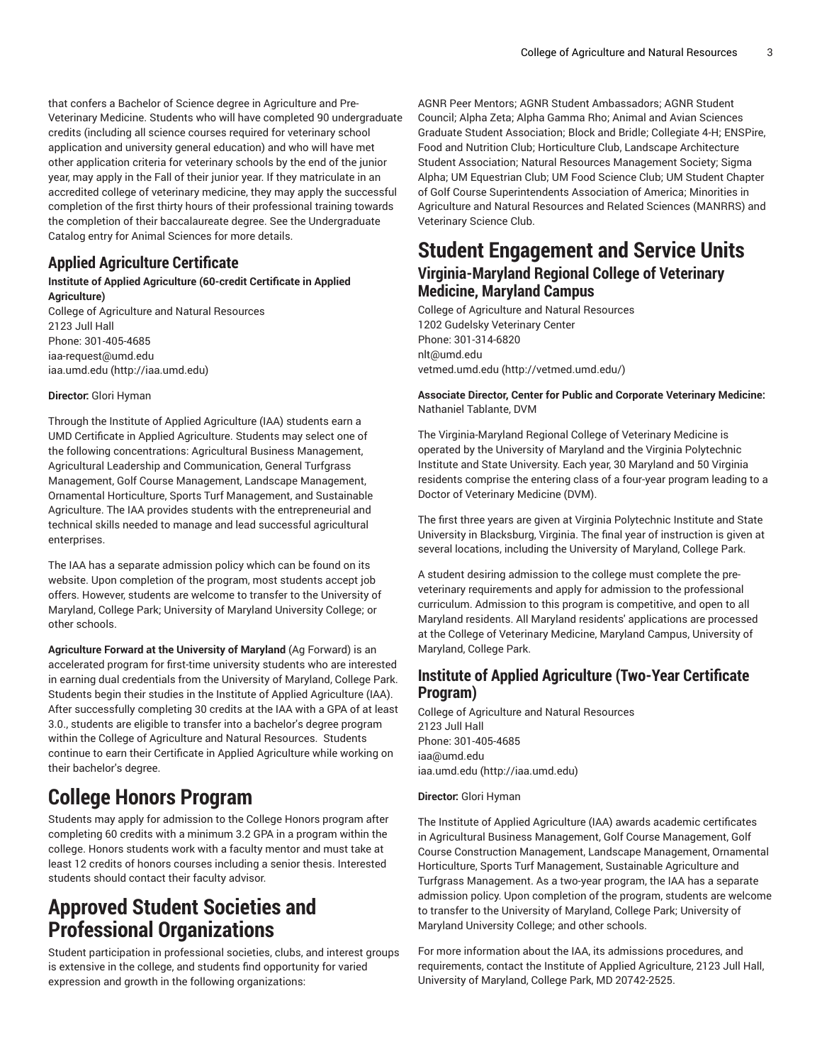that confers a Bachelor of Science degree in Agriculture and Pre-Veterinary Medicine. Students who will have completed 90 undergraduate credits (including all science courses required for veterinary school application and university general education) and who will have met other application criteria for veterinary schools by the end of the junior year, may apply in the Fall of their junior year. If they matriculate in an accredited college of veterinary medicine, they may apply the successful completion of the first thirty hours of their professional training towards the completion of their baccalaureate degree. See the Undergraduate Catalog entry for Animal Sciences for more details.

### Applied Agriculture Certificate

**Institute of Applied Agriculture (60-credit Certificate in Applied Agriculture)**
College of Agriculture and Natural Resources
2123 Jull Hall
Phone: 301-405-4685
iaa-request@umd.edu
iaa.umd.edu (http://iaa.umd.edu)

**Director:** Glori Hyman

Through the Institute of Applied Agriculture (IAA) students earn a UMD Certificate in Applied Agriculture. Students may select one of the following concentrations: Agricultural Business Management, Agricultural Leadership and Communication, General Turfgrass Management, Golf Course Management, Landscape Management, Ornamental Horticulture, Sports Turf Management, and Sustainable Agriculture. The IAA provides students with the entrepreneurial and technical skills needed to manage and lead successful agricultural enterprises.

The IAA has a separate admission policy which can be found on its website. Upon completion of the program, most students accept job offers. However, students are welcome to transfer to the University of Maryland, College Park; University of Maryland University College; or other schools.

**Agriculture Forward at the University of Maryland** (Ag Forward) is an accelerated program for first-time university students who are interested in earning dual credentials from the University of Maryland, College Park. Students begin their studies in the Institute of Applied Agriculture (IAA). After successfully completing 30 credits at the IAA with a GPA of at least 3.0., students are eligible to transfer into a bachelor's degree program within the College of Agriculture and Natural Resources. Students continue to earn their Certificate in Applied Agriculture while working on their bachelor's degree.

## College Honors Program

Students may apply for admission to the College Honors program after completing 60 credits with a minimum 3.2 GPA in a program within the college. Honors students work with a faculty mentor and must take at least 12 credits of honors courses including a senior thesis. Interested students should contact their faculty advisor.

## Approved Student Societies and Professional Organizations

Student participation in professional societies, clubs, and interest groups is extensive in the college, and students find opportunity for varied expression and growth in the following organizations: AGNR Peer Mentors; AGNR Student Ambassadors; AGNR Student Council; Alpha Zeta; Alpha Gamma Rho; Animal and Avian Sciences Graduate Student Association; Block and Bridle; Collegiate 4-H; ENSPire, Food and Nutrition Club; Horticulture Club, Landscape Architecture Student Association; Natural Resources Management Society; Sigma Alpha; UM Equestrian Club; UM Food Science Club; UM Student Chapter of Golf Course Superintendents Association of America; Minorities in Agriculture and Natural Resources and Related Sciences (MANRRS) and Veterinary Science Club.

## Student Engagement and Service Units

### Virginia-Maryland Regional College of Veterinary Medicine, Maryland Campus

College of Agriculture and Natural Resources
1202 Gudelsky Veterinary Center
Phone: 301-314-6820
nlt@umd.edu
vetmed.umd.edu (http://vetmed.umd.edu/)

**Associate Director, Center for Public and Corporate Veterinary Medicine:** Nathaniel Tablante, DVM

The Virginia-Maryland Regional College of Veterinary Medicine is operated by the University of Maryland and the Virginia Polytechnic Institute and State University. Each year, 30 Maryland and 50 Virginia residents comprise the entering class of a four-year program leading to a Doctor of Veterinary Medicine (DVM).

The first three years are given at Virginia Polytechnic Institute and State University in Blacksburg, Virginia. The final year of instruction is given at several locations, including the University of Maryland, College Park.

A student desiring admission to the college must complete the pre-veterinary requirements and apply for admission to the professional curriculum. Admission to this program is competitive, and open to all Maryland residents. All Maryland residents' applications are processed at the College of Veterinary Medicine, Maryland Campus, University of Maryland, College Park.

### Institute of Applied Agriculture (Two-Year Certificate Program)

College of Agriculture and Natural Resources
2123 Jull Hall
Phone: 301-405-4685
iaa@umd.edu
iaa.umd.edu (http://iaa.umd.edu)

**Director:** Glori Hyman

The Institute of Applied Agriculture (IAA) awards academic certificates in Agricultural Business Management, Golf Course Management, Golf Course Construction Management, Landscape Management, Ornamental Horticulture, Sports Turf Management, Sustainable Agriculture and Turfgrass Management. As a two-year program, the IAA has a separate admission policy. Upon completion of the program, students are welcome to transfer to the University of Maryland, College Park; University of Maryland University College; and other schools.

For more information about the IAA, its admissions procedures, and requirements, contact the Institute of Applied Agriculture, 2123 Jull Hall, University of Maryland, College Park, MD 20742-2525.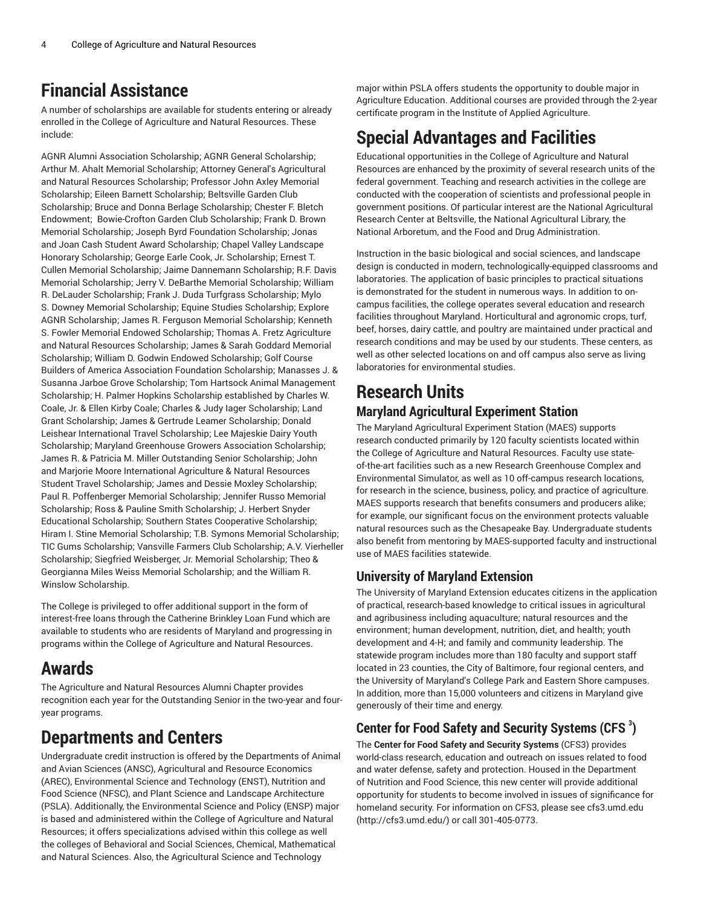# Financial Assistance

A number of scholarships are available for students entering or already enrolled in the College of Agriculture and Natural Resources. These include:

AGNR Alumni Association Scholarship; AGNR General Scholarship; Arthur M. Ahalt Memorial Scholarship; Attorney General's Agricultural and Natural Resources Scholarship; Professor John Axley Memorial Scholarship; Eileen Barnett Scholarship; Beltsville Garden Club Scholarship; Bruce and Donna Berlage Scholarship; Chester F. Bletch Endowment; Bowie-Crofton Garden Club Scholarship; Frank D. Brown Memorial Scholarship; Joseph Byrd Foundation Scholarship; Jonas and Joan Cash Student Award Scholarship; Chapel Valley Landscape Honorary Scholarship; George Earle Cook, Jr. Scholarship; Ernest T. Cullen Memorial Scholarship; Jaime Dannemann Scholarship; R.F. Davis Memorial Scholarship; Jerry V. DeBarthe Memorial Scholarship; William R. DeLauder Scholarship; Frank J. Duda Turfgrass Scholarship; Mylo S. Downey Memorial Scholarship; Equine Studies Scholarship; Explore AGNR Scholarship; James R. Ferguson Memorial Scholarship; Kenneth S. Fowler Memorial Endowed Scholarship; Thomas A. Fretz Agriculture and Natural Resources Scholarship; James & Sarah Goddard Memorial Scholarship; William D. Godwin Endowed Scholarship; Golf Course Builders of America Association Foundation Scholarship; Manasses J. & Susanna Jarboe Grove Scholarship; Tom Hartsock Animal Management Scholarship; H. Palmer Hopkins Scholarship established by Charles W. Coale, Jr. & Ellen Kirby Coale; Charles & Judy Iager Scholarship; Land Grant Scholarship; James & Gertrude Leamer Scholarship; Donald Leishear International Travel Scholarship; Lee Majeskie Dairy Youth Scholarship; Maryland Greenhouse Growers Association Scholarship; James R. & Patricia M. Miller Outstanding Senior Scholarship; John and Marjorie Moore International Agriculture & Natural Resources Student Travel Scholarship; James and Dessie Moxley Scholarship; Paul R. Poffenberger Memorial Scholarship; Jennifer Russo Memorial Scholarship; Ross & Pauline Smith Scholarship; J. Herbert Snyder Educational Scholarship; Southern States Cooperative Scholarship; Hiram I. Stine Memorial Scholarship; T.B. Symons Memorial Scholarship; TIC Gums Scholarship; Vansville Farmers Club Scholarship; A.V. Vierheller Scholarship; Siegfried Weisberger, Jr. Memorial Scholarship; Theo & Georgianna Miles Weiss Memorial Scholarship; and the William R. Winslow Scholarship.

The College is privileged to offer additional support in the form of interest-free loans through the Catherine Brinkley Loan Fund which are available to students who are residents of Maryland and progressing in programs within the College of Agriculture and Natural Resources.

# Awards

The Agriculture and Natural Resources Alumni Chapter provides recognition each year for the Outstanding Senior in the two-year and four-year programs.

# Departments and Centers

Undergraduate credit instruction is offered by the Departments of Animal and Avian Sciences (ANSC), Agricultural and Resource Economics (AREC), Environmental Science and Technology (ENST), Nutrition and Food Science (NFSC), and Plant Science and Landscape Architecture (PSLA). Additionally, the Environmental Science and Policy (ENSP) major is based and administered within the College of Agriculture and Natural Resources; it offers specializations advised within this college as well the colleges of Behavioral and Social Sciences, Chemical, Mathematical and Natural Sciences. Also, the Agricultural Science and Technology major within PSLA offers students the opportunity to double major in Agriculture Education. Additional courses are provided through the 2-year certificate program in the Institute of Applied Agriculture.

# Special Advantages and Facilities

Educational opportunities in the College of Agriculture and Natural Resources are enhanced by the proximity of several research units of the federal government. Teaching and research activities in the college are conducted with the cooperation of scientists and professional people in government positions. Of particular interest are the National Agricultural Research Center at Beltsville, the National Agricultural Library, the National Arboretum, and the Food and Drug Administration.

Instruction in the basic biological and social sciences, and landscape design is conducted in modern, technologically-equipped classrooms and laboratories. The application of basic principles to practical situations is demonstrated for the student in numerous ways. In addition to on-campus facilities, the college operates several education and research facilities throughout Maryland. Horticultural and agronomic crops, turf, beef, horses, dairy cattle, and poultry are maintained under practical and research conditions and may be used by our students. These centers, as well as other selected locations on and off campus also serve as living laboratories for environmental studies.

# Research Units

## Maryland Agricultural Experiment Station

The Maryland Agricultural Experiment Station (MAES) supports research conducted primarily by 120 faculty scientists located within the College of Agriculture and Natural Resources. Faculty use state-of-the-art facilities such as a new Research Greenhouse Complex and Environmental Simulator, as well as 10 off-campus research locations, for research in the science, business, policy, and practice of agriculture. MAES supports research that benefits consumers and producers alike; for example, our significant focus on the environment protects valuable natural resources such as the Chesapeake Bay. Undergraduate students also benefit from mentoring by MAES-supported faculty and instructional use of MAES facilities statewide.

## University of Maryland Extension

The University of Maryland Extension educates citizens in the application of practical, research-based knowledge to critical issues in agricultural and agribusiness including aquaculture; natural resources and the environment; human development, nutrition, diet, and health; youth development and 4-H; and family and community leadership. The statewide program includes more than 180 faculty and support staff located in 23 counties, the City of Baltimore, four regional centers, and the University of Maryland's College Park and Eastern Shore campuses. In addition, more than 15,000 volunteers and citizens in Maryland give generously of their time and energy.

## Center for Food Safety and Security Systems (CFS $^3$)

The **Center for Food Safety and Security Systems** (CFS3) provides world-class research, education and outreach on issues related to food and water defense, safety and protection. Housed in the Department of Nutrition and Food Science, this new center will provide additional opportunity for students to become involved in issues of significance for homeland security. For information on CFS3, please see cfs3.umd.edu (http://cfs3.umd.edu/) or call 301-405-0773.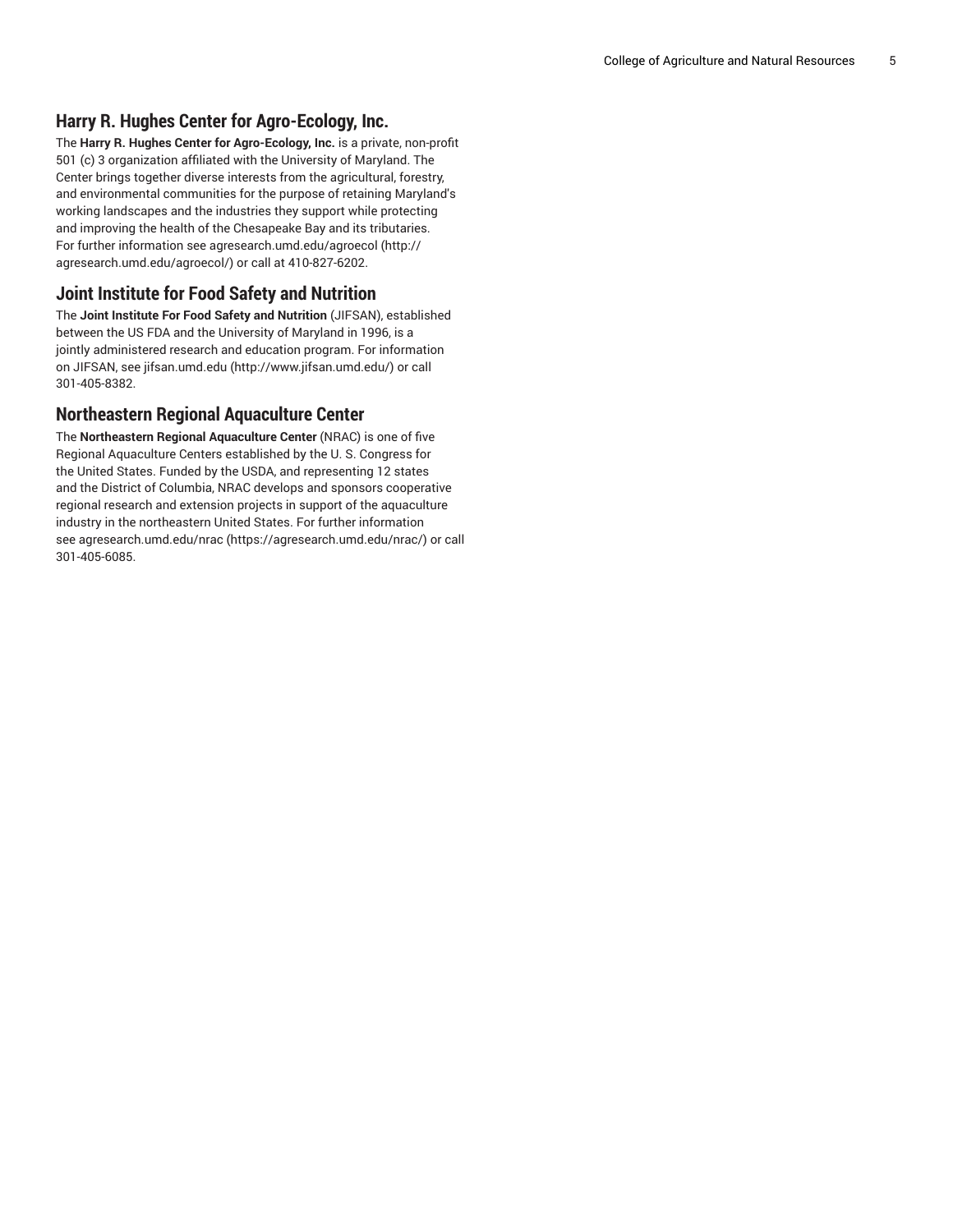## Harry R. Hughes Center for Agro-Ecology, Inc.

The **Harry R. Hughes Center for Agro-Ecology, Inc.** is a private, non-profit 501 (c) 3 organization affiliated with the University of Maryland. The Center brings together diverse interests from the agricultural, forestry, and environmental communities for the purpose of retaining Maryland's working landscapes and the industries they support while protecting and improving the health of the Chesapeake Bay and its tributaries. For further information see agresearch.umd.edu/agroecol (http://agresearch.umd.edu/agroecol/) or call at 410-827-6202.

## Joint Institute for Food Safety and Nutrition

The **Joint Institute For Food Safety and Nutrition** (JIFSAN), established between the US FDA and the University of Maryland in 1996, is a jointly administered research and education program. For information on JIFSAN, see jifsan.umd.edu (http://www.jifsan.umd.edu/) or call 301-405-8382.

## Northeastern Regional Aquaculture Center

The **Northeastern Regional Aquaculture Center** (NRAC) is one of five Regional Aquaculture Centers established by the U. S. Congress for the United States. Funded by the USDA, and representing 12 states and the District of Columbia, NRAC develops and sponsors cooperative regional research and extension projects in support of the aquaculture industry in the northeastern United States. For further information see agresearch.umd.edu/nrac (https://agresearch.umd.edu/nrac/) or call 301-405-6085.